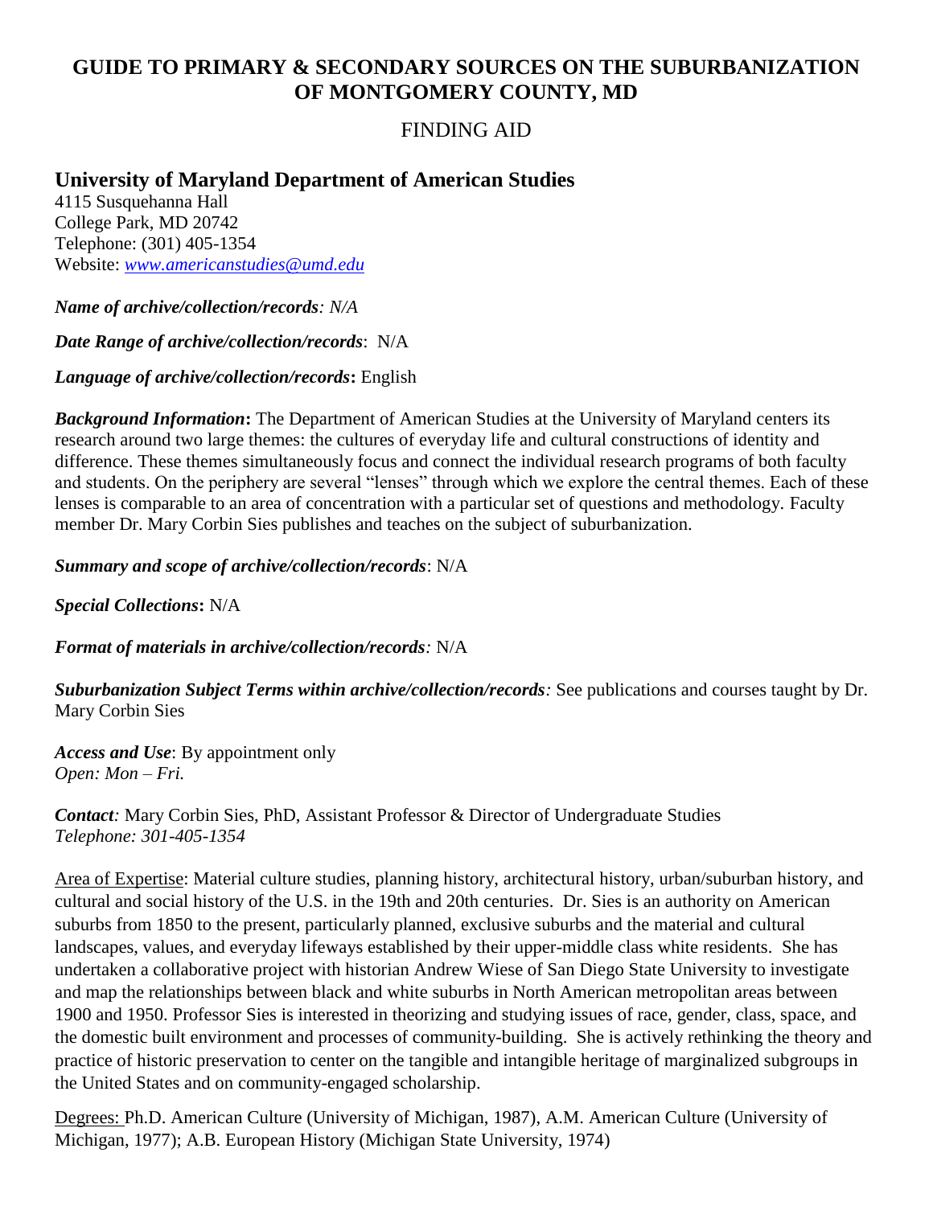# GUIDE TO PRIMARY & SECONDARY SOURCES ON THE SUBURBANIZATION OF MONTGOMERY COUNTY, MD

## FINDING AID

## University of Maryland Department of American Studies

4115 Susquehanna Hall
College Park, MD 20742
Telephone: (301) 405-1354
Website: [www.americanstudies@umd.edu](www.americanstudies@umd.edu)

***Name of archive/collection/records**: N/A*

***Date Range of archive/collection/records***: N/A

***Language of archive/collection/records*:** English

***Background Information*:** The Department of American Studies at the University of Maryland centers its research around two large themes: the cultures of everyday life and cultural constructions of identity and difference. These themes simultaneously focus and connect the individual research programs of both faculty and students. On the periphery are several "lenses" through which we explore the central themes. Each of these lenses is comparable to an area of concentration with a particular set of questions and methodology. Faculty member Dr. Mary Corbin Sies publishes and teaches on the subject of suburbanization.

***Summary and scope of archive/collection/records***: N/A

***Special Collections*:** N/A

***Format of materials in archive/collection/records**:* N/A

***Suburbanization Subject Terms within archive/collection/records**:* See publications and courses taught by Dr. Mary Corbin Sies

***Access and Use***: By appointment only
*Open: Mon – Fri.*

***Contact**:* Mary Corbin Sies, PhD, Assistant Professor & Director of Undergraduate Studies
*Telephone: 301-405-1354*

<u>Area of Expertise</u>: Material culture studies, planning history, architectural history, urban/suburban history, and cultural and social history of the U.S. in the 19th and 20th centuries. Dr. Sies is an authority on American suburbs from 1850 to the present, particularly planned, exclusive suburbs and the material and cultural landscapes, values, and everyday lifeways established by their upper-middle class white residents. She has undertaken a collaborative project with historian Andrew Wiese of San Diego State University to investigate and map the relationships between black and white suburbs in North American metropolitan areas between 1900 and 1950. Professor Sies is interested in theorizing and studying issues of race, gender, class, space, and the domestic built environment and processes of community-building. She is actively rethinking the theory and practice of historic preservation to center on the tangible and intangible heritage of marginalized subgroups in the United States and on community-engaged scholarship.

<u>Degrees:</u> Ph.D. American Culture (University of Michigan, 1987), A.M. American Culture (University of Michigan, 1977); A.B. European History (Michigan State University, 1974)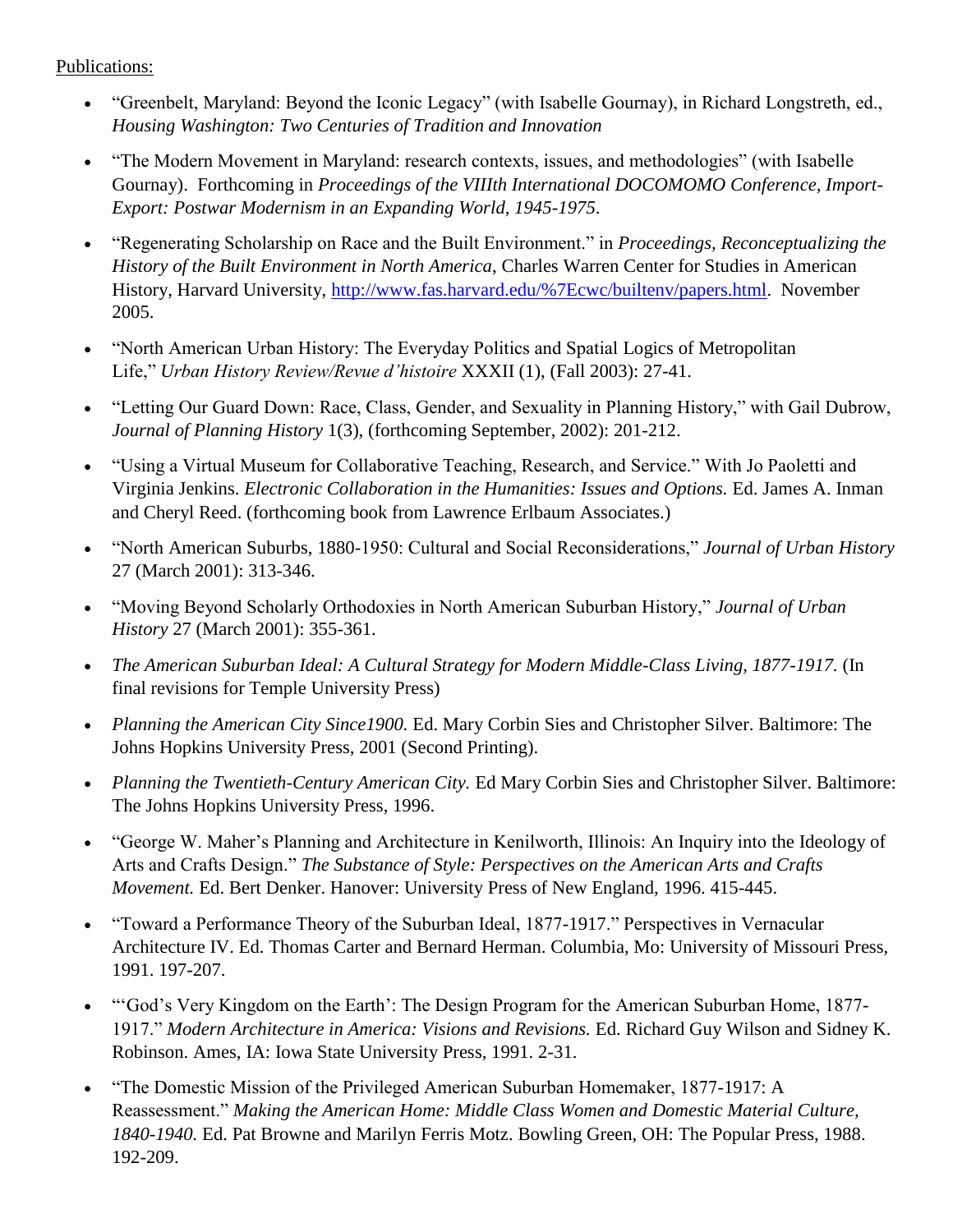Publications:

- "Greenbelt, Maryland: Beyond the Iconic Legacy" (with Isabelle Gournay), in Richard Longstreth, ed., *Housing Washington: Two Centuries of Tradition and Innovation*
- "The Modern Movement in Maryland: research contexts, issues, and methodologies" (with Isabelle Gournay). Forthcoming in *Proceedings of the VIIIth International DOCOMOMO Conference, Import-Export: Postwar Modernism in an Expanding World, 1945-1975*.
- "Regenerating Scholarship on Race and the Built Environment." in *Proceedings, Reconceptualizing the History of the Built Environment in North America*, Charles Warren Center for Studies in American History, Harvard University, [http://www.fas.harvard.edu/%7Ecwc/builtenv/papers.html](http://www.fas.harvard.edu/%7Ecwc/builtenv/papers.html). November 2005.
- "North American Urban History: The Everyday Politics and Spatial Logics of Metropolitan Life," *Urban History Review/Revue d'histoire* XXXII (1), (Fall 2003): 27-41.
- "Letting Our Guard Down: Race, Class, Gender, and Sexuality in Planning History," with Gail Dubrow, *Journal of Planning History* 1(3), (forthcoming September, 2002): 201-212.
- "Using a Virtual Museum for Collaborative Teaching, Research, and Service." With Jo Paoletti and Virginia Jenkins. *Electronic Collaboration in the Humanities: Issues and Options.* Ed. James A. Inman and Cheryl Reed. (forthcoming book from Lawrence Erlbaum Associates.)
- "North American Suburbs, 1880-1950: Cultural and Social Reconsiderations," *Journal of Urban History* 27 (March 2001): 313-346.
- "Moving Beyond Scholarly Orthodoxies in North American Suburban History," *Journal of Urban History* 27 (March 2001): 355-361.
- *The American Suburban Ideal: A Cultural Strategy for Modern Middle-Class Living, 1877-1917.* (In final revisions for Temple University Press)
- *Planning the American City Since1900.* Ed. Mary Corbin Sies and Christopher Silver. Baltimore: The Johns Hopkins University Press, 2001 (Second Printing).
- *Planning the Twentieth-Century American City.* Ed Mary Corbin Sies and Christopher Silver. Baltimore: The Johns Hopkins University Press, 1996.
- "George W. Maher's Planning and Architecture in Kenilworth, Illinois: An Inquiry into the Ideology of Arts and Crafts Design." *The Substance of Style: Perspectives on the American Arts and Crafts Movement.* Ed. Bert Denker. Hanover: University Press of New England, 1996. 415-445.
- "Toward a Performance Theory of the Suburban Ideal, 1877-1917." Perspectives in Vernacular Architecture IV. Ed. Thomas Carter and Bernard Herman. Columbia, Mo: University of Missouri Press, 1991. 197-207.
- "'God's Very Kingdom on the Earth': The Design Program for the American Suburban Home, 1877-1917." *Modern Architecture in America: Visions and Revisions.* Ed. Richard Guy Wilson and Sidney K. Robinson. Ames, IA: Iowa State University Press, 1991. 2-31.
- "The Domestic Mission of the Privileged American Suburban Homemaker, 1877-1917: A Reassessment." *Making the American Home: Middle Class Women and Domestic Material Culture, 1840-1940.* Ed. Pat Browne and Marilyn Ferris Motz. Bowling Green, OH: The Popular Press, 1988. 192-209.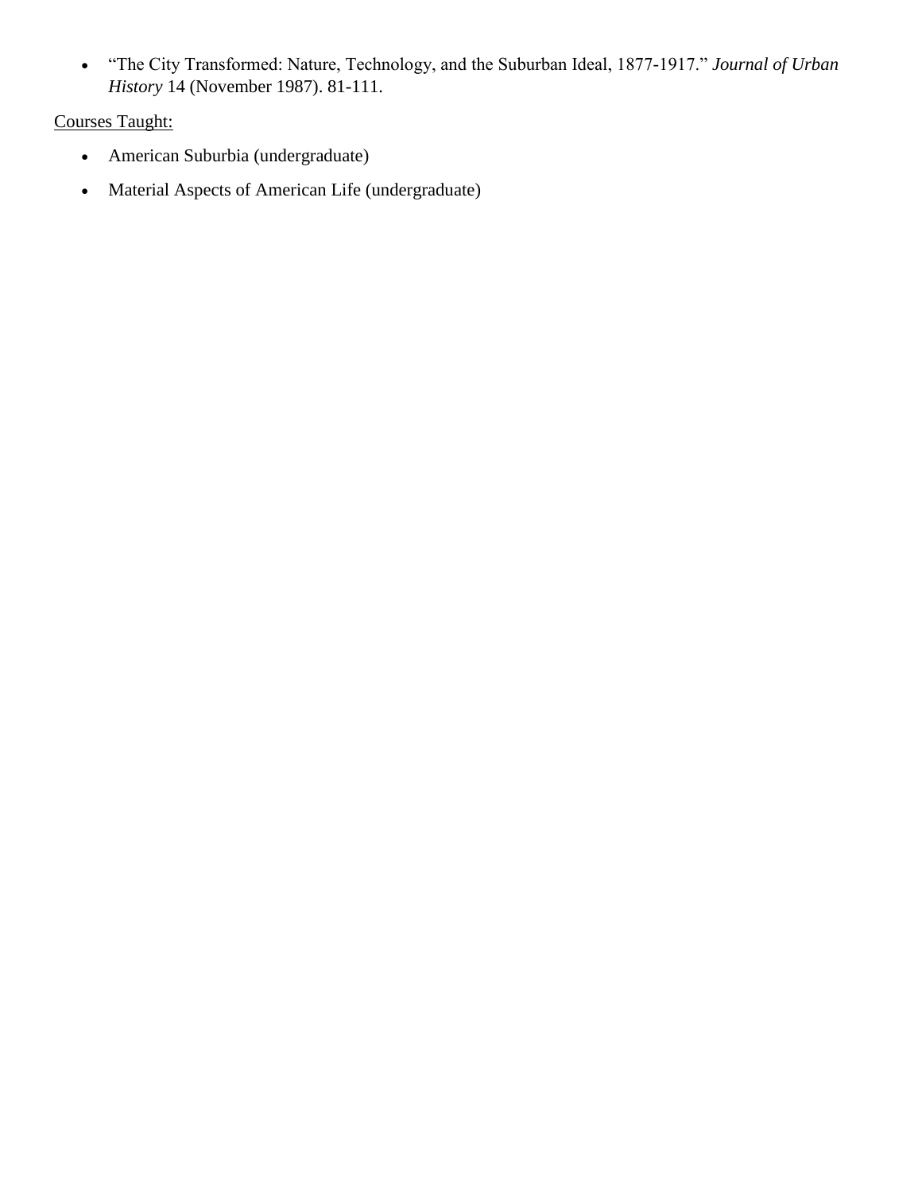- "The City Transformed: Nature, Technology, and the Suburban Ideal, 1877-1917." *Journal of Urban History* 14 (November 1987). 81-111.

Courses Taught:

- American Suburbia (undergraduate)
- Material Aspects of American Life (undergraduate)